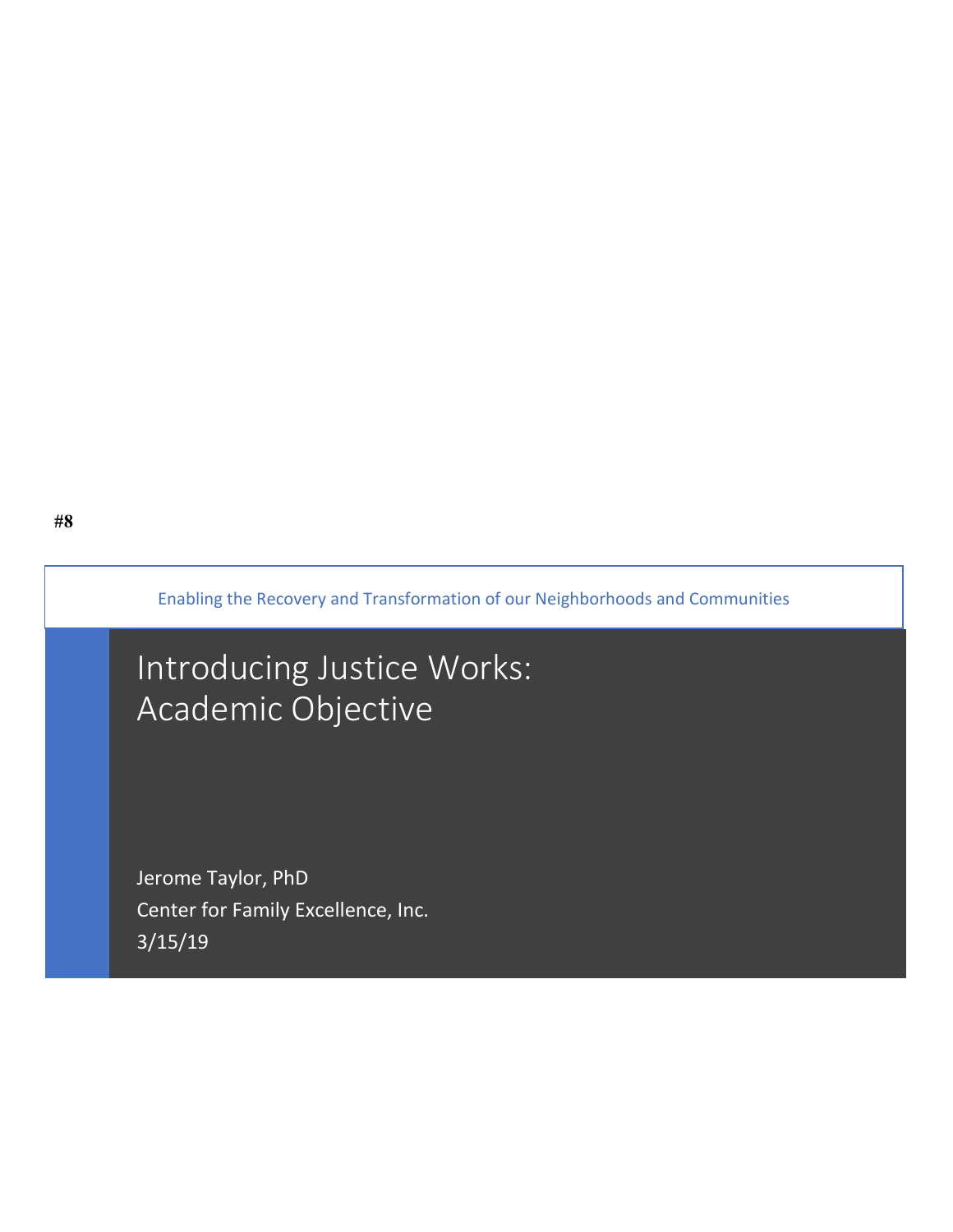**#8**

Enabling the Recovery and Transformation of our Neighborhoods and Communities

# Introducing Justice Works: Academic Objective

Jerome Taylor, PhD

Center for Family Excellence, Inc.

3/15/19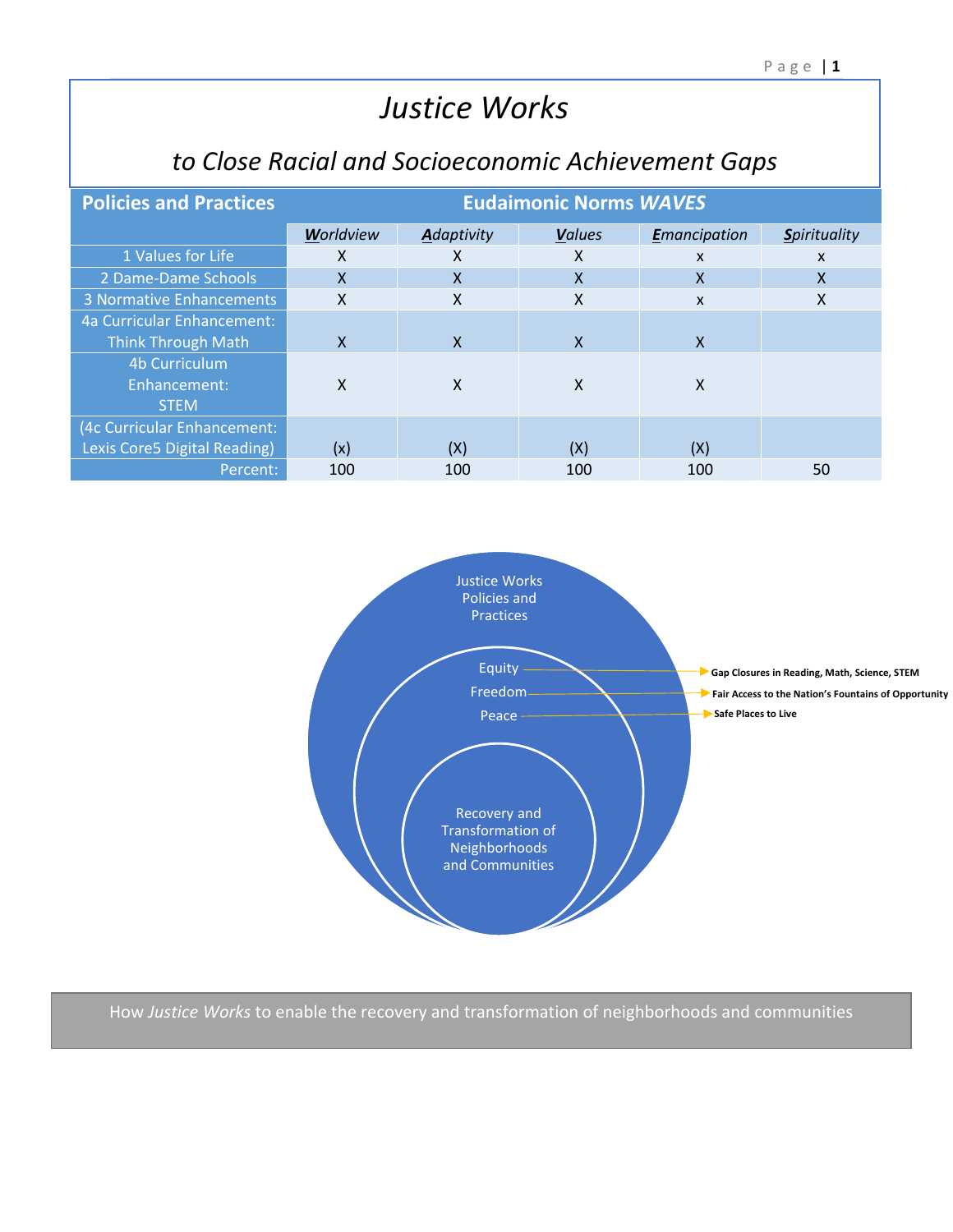# *Justice Works*

## *to Close Racial and Socioeconomic Achievement Gaps*

| Policies and Practices | Eudaimonic Norms *WAVES* | | | | |
|---|---|---|---|---|---|
| | ***W**orldview* | ***A**daptivity* | ***V**alues* | ***E**mancipation* | ***S**pirituality* |
| 1 Values for Life | X | X | X | x | x |
| 2 Dame-Dame Schools | X | X | X | X | X |
| 3 Normative Enhancements | X | X | X | x | X |
| 4a Curricular Enhancement: Think Through Math | X | X | X | X | |
| 4b Curriculum Enhancement: STEM | X | X | X | X | |
| (4c Curricular Enhancement: Lexis Core5 Digital Reading) | (x) | (X) | (X) | (X) | |
| Percent: | 100 | 100 | 100 | 100 | 50 |

Justice Works Policies and Practices

Equity → **Gap Closures in Reading, Math, Science, STEM**

Freedom → **Fair Access to the Nation's Fountains of Opportunity**

Peace → **Safe Places to Live**

Recovery and Transformation of Neighborhoods and Communities

How *Justice Works* to enable the recovery and transformation of neighborhoods and communities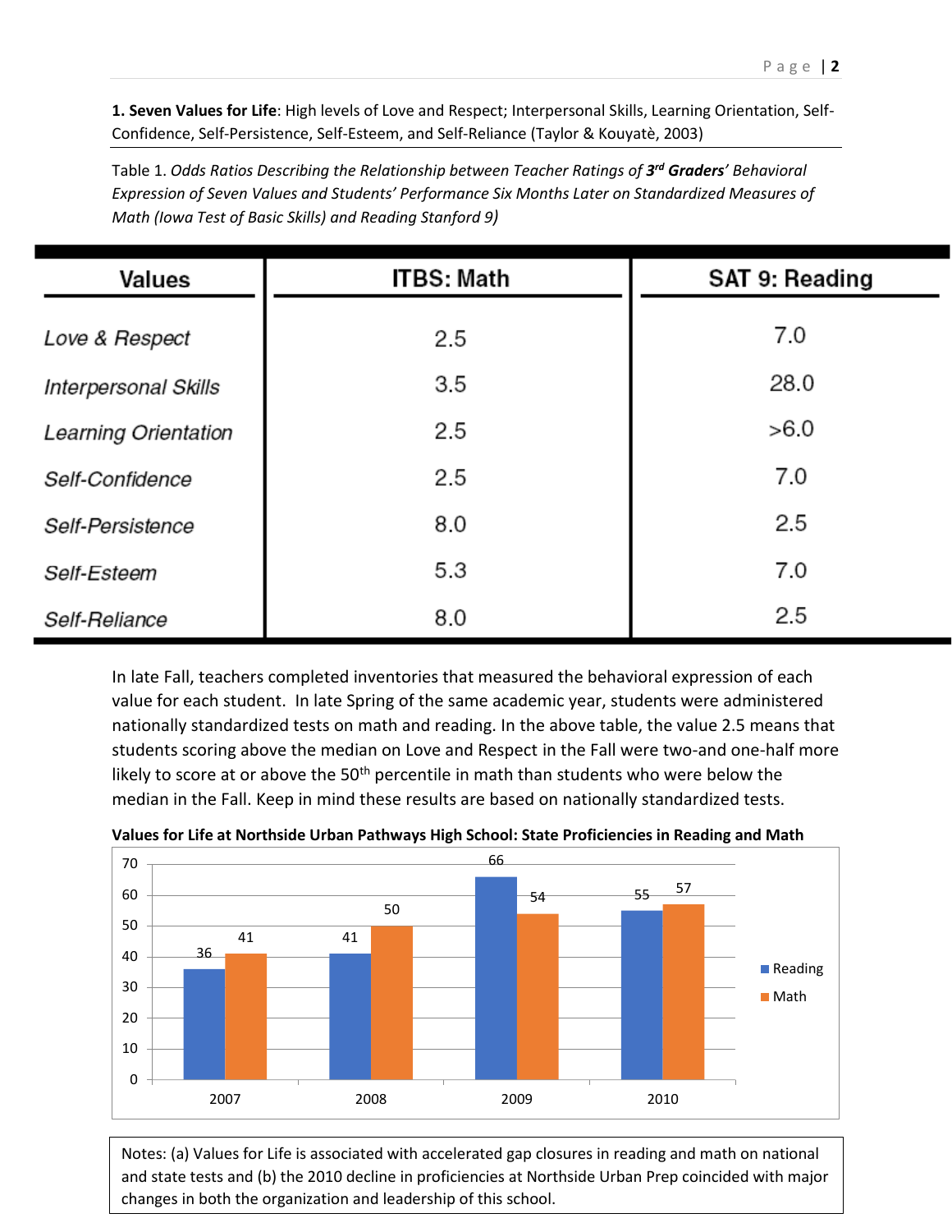**1. Seven Values for Life**: High levels of Love and Respect; Interpersonal Skills, Learning Orientation, Self-Confidence, Self-Persistence, Self-Esteem, and Self-Reliance (Taylor & Kouyatè, 2003)

Table 1. *Odds Ratios Describing the Relationship between Teacher Ratings of **3rd Graders**' Behavioral Expression of Seven Values and Students' Performance Six Months Later on Standardized Measures of Math (Iowa Test of Basic Skills) and Reading Stanford 9)*

| Values | ITBS: Math | SAT 9: Reading |
|---|---|---|
| *Love & Respect* | 2.5 | 7.0 |
| *Interpersonal Skills* | 3.5 | 28.0 |
| *Learning Orientation* | 2.5 | >6.0 |
| *Self-Confidence* | 2.5 | 7.0 |
| *Self-Persistence* | 8.0 | 2.5 |
| *Self-Esteem* | 5.3 | 7.0 |
| *Self-Reliance* | 8.0 | 2.5 |

In late Fall, teachers completed inventories that measured the behavioral expression of each value for each student. In late Spring of the same academic year, students were administered nationally standardized tests on math and reading. In the above table, the value 2.5 means that students scoring above the median on Love and Respect in the Fall were two-and one-half more likely to score at or above the 50th percentile in math than students who were below the median in the Fall. Keep in mind these results are based on nationally standardized tests.

**Values for Life at Northside Urban Pathways High School: State Proficiencies in Reading and Math**

| Year | Reading | Math |
|---|---|---|
| 2007 | 36 | 41 |
| 2008 | 41 | 50 |
| 2009 | 66 | 54 |
| 2010 | 55 | 57 |

Notes: (a) Values for Life is associated with accelerated gap closures in reading and math on national and state tests and (b) the 2010 decline in proficiencies at Northside Urban Prep coincided with major changes in both the organization and leadership of this school.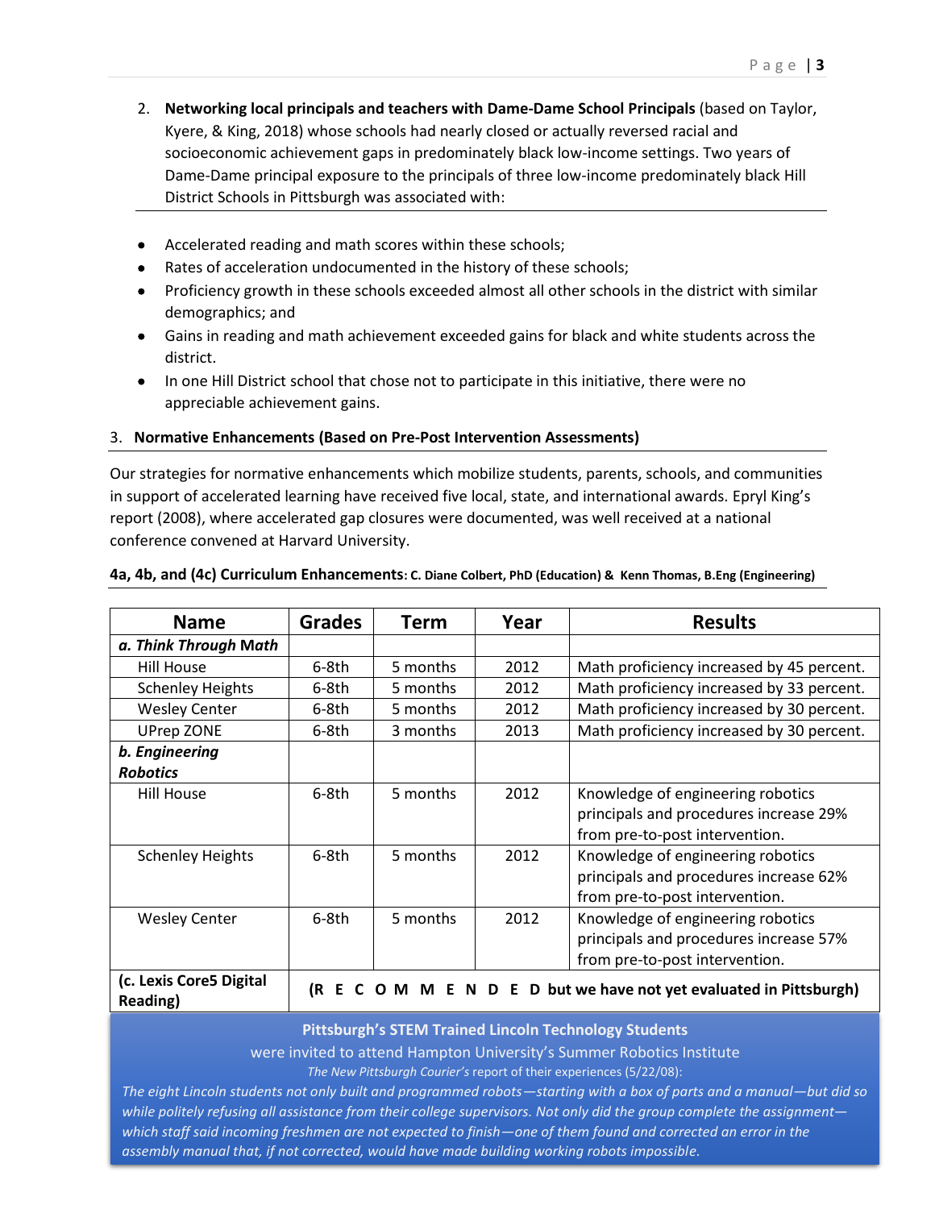2. **Networking local principals and teachers with Dame-Dame School Principals** (based on Taylor, Kyere, & King, 2018) whose schools had nearly closed or actually reversed racial and socioeconomic achievement gaps in predominately black low-income settings. Two years of Dame-Dame principal exposure to the principals of three low-income predominately black Hill District Schools in Pittsburgh was associated with:

- Accelerated reading and math scores within these schools;
- Rates of acceleration undocumented in the history of these schools;
- Proficiency growth in these schools exceeded almost all other schools in the district with similar demographics; and
- Gains in reading and math achievement exceeded gains for black and white students across the district.
- In one Hill District school that chose not to participate in this initiative, there were no appreciable achievement gains.

3. **Normative Enhancements (Based on Pre-Post Intervention Assessments)**

Our strategies for normative enhancements which mobilize students, parents, schools, and communities in support of accelerated learning have received five local, state, and international awards. Epryl King's report (2008), where accelerated gap closures were documented, was well received at a national conference convened at Harvard University.

**4a, 4b, and (4c) Curriculum Enhancements: C. Diane Colbert, PhD (Education) & Kenn Thomas, B.Eng (Engineering)**

| Name | Grades | Term | Year | Results |
|---|---|---|---|---|
| ***a. Think Through Math*** | | | | |
| Hill House | 6-8th | 5 months | 2012 | Math proficiency increased by 45 percent. |
| Schenley Heights | 6-8th | 5 months | 2012 | Math proficiency increased by 33 percent. |
| Wesley Center | 6-8th | 5 months | 2012 | Math proficiency increased by 30 percent. |
| UPrep ZONE | 6-8th | 3 months | 2013 | Math proficiency increased by 30 percent. |
| ***b. Engineering Robotics*** | | | | |
| Hill House | 6-8th | 5 months | 2012 | Knowledge of engineering robotics principals and procedures increase 29% from pre-to-post intervention. |
| Schenley Heights | 6-8th | 5 months | 2012 | Knowledge of engineering robotics principals and procedures increase 62% from pre-to-post intervention. |
| Wesley Center | 6-8th | 5 months | 2012 | Knowledge of engineering robotics principals and procedures increase 57% from pre-to-post intervention. |
| **(c. Lexis Core5 Digital Reading)** | **(R E C O M M E N D E D but we have not yet evaluated in Pittsburgh)** | | | |

**Pittsburgh's STEM Trained Lincoln Technology Students**

were invited to attend Hampton University's Summer Robotics Institute

*The New Pittsburgh Courier's* report of their experiences (5/22/08):

*The eight Lincoln students not only built and programmed robots—starting with a box of parts and a manual—but did so while politely refusing all assistance from their college supervisors. Not only did the group complete the assignment—which staff said incoming freshmen are not expected to finish—one of them found and corrected an error in the assembly manual that, if not corrected, would have made building working robots impossible.*